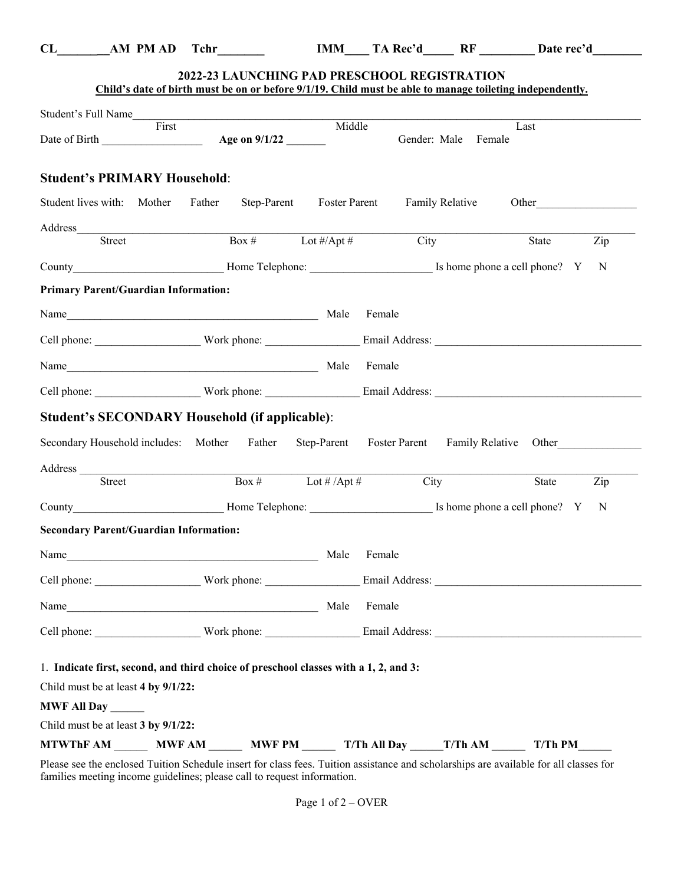CL\_\_\_\_\_\_\_\_\_AM PM AD Tchr\_\_\_\_\_\_\_\_ IMM\_\_\_\_ TA Rec'd\_\_\_\_\_ RF \_\_\_\_\_\_\_\_\_ Date rec'd\_\_\_\_\_\_\_\_

# 2022-23 LAUNCHING PAD PRESCHOOL REGISTRATION

**Child's date of birth must be on or before 9/1/19. Child must be able to manage toileting independently.**

Student's Full Name\_\_\_\_\_\_\_\_\_\_\_\_\_\_\_\_\_\_\_\_\_\_\_\_\_\_\_\_\_\_\_\_\_\_\_\_\_\_\_\_\_\_\_\_\_\_\_\_\_\_\_\_\_\_\_\_\_\_\_\_
First Middle Last

Date of Birth \_\_\_\_\_\_\_\_\_\_\_\_\_\_\_\_\_\_ **Age on 9/1/22 \_\_\_\_\_\_\_** Gender: Male Female

## Student's PRIMARY Household:

Student lives with: Mother Father Step-Parent Foster Parent Family Relative Other\_\_\_\_\_\_\_\_\_\_\_\_\_\_\_\_\_\_

Address\_\_\_\_\_\_\_\_\_\_\_\_\_\_\_\_\_\_\_\_\_\_\_\_\_\_\_\_\_\_\_\_\_\_\_\_\_\_\_\_\_\_\_\_\_\_\_\_\_\_\_\_\_\_\_\_\_\_\_\_\_\_\_\_\_\_\_\_
Street Box # Lot #/Apt # City State Zip

County\_\_\_\_\_\_\_\_\_\_\_\_\_\_\_\_\_\_\_\_\_\_\_\_\_\_\_ Home Telephone: \_\_\_\_\_\_\_\_\_\_\_\_\_\_\_\_\_\_\_\_\_\_ Is home phone a cell phone? Y N

**Primary Parent/Guardian Information:**

Name\_\_\_\_\_\_\_\_\_\_\_\_\_\_\_\_\_\_\_\_\_\_\_\_\_\_\_\_\_\_\_\_\_\_\_\_\_\_\_\_\_\_\_\_\_\_\_ Male Female

Cell phone: \_\_\_\_\_\_\_\_\_\_\_\_\_\_\_\_\_\_\_ Work phone: \_\_\_\_\_\_\_\_\_\_\_\_\_\_\_\_\_ Email Address: \_\_\_\_\_\_\_\_\_\_\_\_\_\_\_\_\_\_\_\_\_\_\_\_\_\_\_\_\_\_\_\_\_\_\_\_\_\_

Name\_\_\_\_\_\_\_\_\_\_\_\_\_\_\_\_\_\_\_\_\_\_\_\_\_\_\_\_\_\_\_\_\_\_\_\_\_\_\_\_\_\_\_\_\_\_\_ Male Female

Cell phone: \_\_\_\_\_\_\_\_\_\_\_\_\_\_\_\_\_\_\_ Work phone: \_\_\_\_\_\_\_\_\_\_\_\_\_\_\_\_\_ Email Address: \_\_\_\_\_\_\_\_\_\_\_\_\_\_\_\_\_\_\_\_\_\_\_\_\_\_\_\_\_\_\_\_\_\_\_\_\_\_

## Student's SECONDARY Household (if applicable):

Secondary Household includes: Mother Father Step-Parent Foster Parent Family Relative Other\_\_\_\_\_\_\_\_\_\_\_\_\_\_\_

Address \_\_\_\_\_\_\_\_\_\_\_\_\_\_\_\_\_\_\_\_\_\_\_\_\_\_\_\_\_\_\_\_\_\_\_\_\_\_\_\_\_\_\_\_\_\_\_\_\_\_\_\_\_\_\_\_\_\_\_\_\_\_\_\_\_\_\_\_
Street Box # Lot # /Apt # City State Zip

County\_\_\_\_\_\_\_\_\_\_\_\_\_\_\_\_\_\_\_\_\_\_\_\_\_\_\_ Home Telephone: \_\_\_\_\_\_\_\_\_\_\_\_\_\_\_\_\_\_\_\_\_\_ Is home phone a cell phone? Y N

**Secondary Parent/Guardian Information:**

Name\_\_\_\_\_\_\_\_\_\_\_\_\_\_\_\_\_\_\_\_\_\_\_\_\_\_\_\_\_\_\_\_\_\_\_\_\_\_\_\_\_\_\_\_\_\_\_ Male Female

Cell phone: \_\_\_\_\_\_\_\_\_\_\_\_\_\_\_\_\_\_\_ Work phone: \_\_\_\_\_\_\_\_\_\_\_\_\_\_\_\_\_ Email Address: \_\_\_\_\_\_\_\_\_\_\_\_\_\_\_\_\_\_\_\_\_\_\_\_\_\_\_\_\_\_\_\_\_\_\_\_\_\_

Name\_\_\_\_\_\_\_\_\_\_\_\_\_\_\_\_\_\_\_\_\_\_\_\_\_\_\_\_\_\_\_\_\_\_\_\_\_\_\_\_\_\_\_\_\_\_\_ Male Female

Cell phone: \_\_\_\_\_\_\_\_\_\_\_\_\_\_\_\_\_\_\_ Work phone: \_\_\_\_\_\_\_\_\_\_\_\_\_\_\_\_\_ Email Address: \_\_\_\_\_\_\_\_\_\_\_\_\_\_\_\_\_\_\_\_\_\_\_\_\_\_\_\_\_\_\_\_\_\_\_\_\_\_

1. **Indicate first, second, and third choice of preschool classes with a 1, 2, and 3:**

Child must be at least **4 by 9/1/22:**

**MWF All Day \_\_\_\_\_\_**

Child must be at least **3 by 9/1/22:**

**MTWThF AM \_\_\_\_\_\_ MWF AM \_\_\_\_\_\_ MWF PM \_\_\_\_\_\_ T/Th All Day \_\_\_\_\_\_ T/Th AM \_\_\_\_\_\_ T/Th PM\_\_\_\_\_\_**

Please see the enclosed Tuition Schedule insert for class fees. Tuition assistance and scholarships are available for all classes for families meeting income guidelines; please call to request information.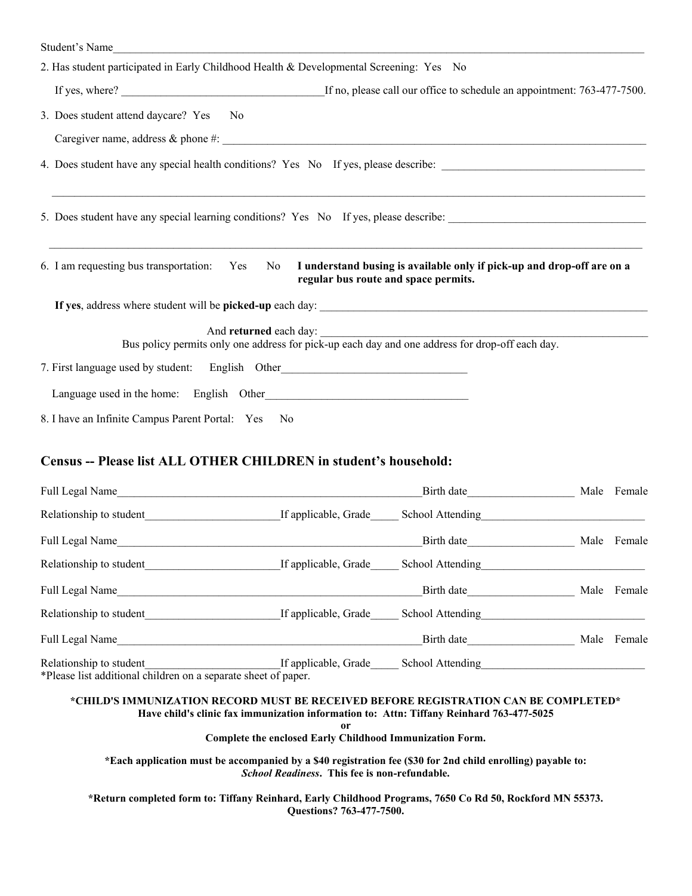Student's Name______________________________________________________________________________

2. Has student participated in Early Childhood Health & Developmental Screening: Yes No

   If yes, where? ____________________________ If no, please call our office to schedule an appointment: 763-477-7500.

3. Does student attend daycare? Yes No

   Caregiver name, address & phone #: ________________________________________________________________

4. Does student have any special health conditions? Yes No If yes, please describe: ____________________________

   ______________________________________________________________________________

5. Does student have any special learning conditions? Yes No If yes, please describe: ___________________________

   ______________________________________________________________________________

6. I am requesting bus transportation: Yes No **I understand busing is available only if pick-up and drop-off are on a regular bus route and space permits.**

   **If yes**, address where student will be **picked-up** each day: ________________________________________________

   And **returned** each day: ________________________________________________

   Bus policy permits only one address for pick-up each day and one address for drop-off each day.

7. First language used by student: English Other_________________________

   Language used in the home: English Other___________________________

8. I have an Infinite Campus Parent Portal: Yes No

## Census -- Please list ALL OTHER CHILDREN in student's household:

Full Legal Name_____________________________________________ Birth date_______________ Male Female

Relationship to student____________________ If applicable, Grade_____ School Attending________________________

Full Legal Name_____________________________________________ Birth date_______________ Male Female

Relationship to student____________________ If applicable, Grade_____ School Attending________________________

Full Legal Name_____________________________________________ Birth date_______________ Male Female

Relationship to student____________________ If applicable, Grade_____ School Attending________________________

Full Legal Name_____________________________________________ Birth date_______________ Male Female

Relationship to student____________________ If applicable, Grade_____ School Attending________________________

*Please list additional children on a separate sheet of paper.

**\*CHILD'S IMMUNIZATION RECORD MUST BE RECEIVED BEFORE REGISTRATION CAN BE COMPLETED\***
**Have child's clinic fax immunization information to: Attn: Tiffany Reinhard 763-477-5025**
**or**
**Complete the enclosed Early Childhood Immunization Form.**

**\*Each application must be accompanied by a $40 registration fee ($30 for 2nd child enrolling) payable to: *School Readiness*. This fee is non-refundable.**

**\*Return completed form to: Tiffany Reinhard, Early Childhood Programs, 7650 Co Rd 50, Rockford MN 55373. Questions? 763-477-7500.**